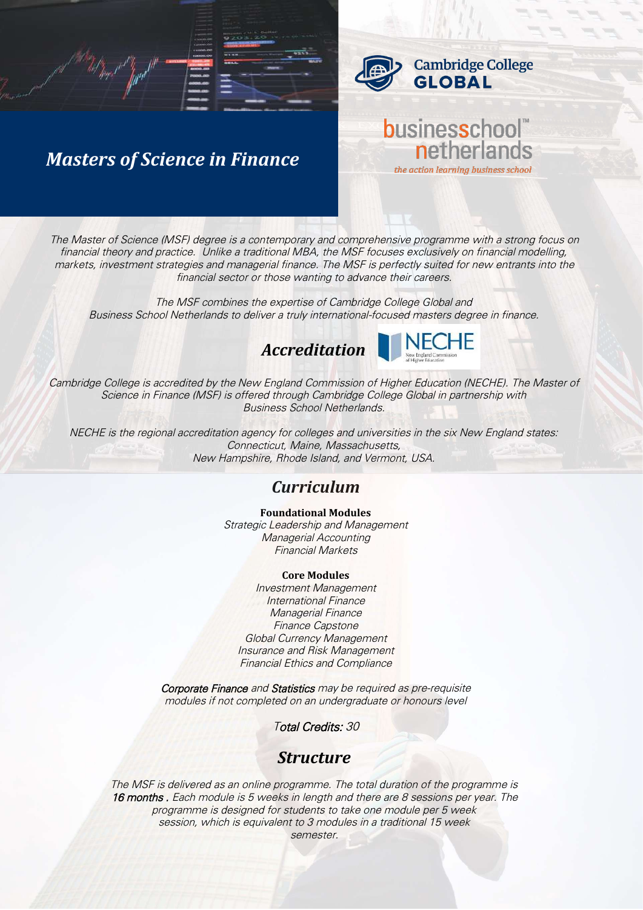# Masters of Science in Finance

Cambridge College GLOBAL

businesschool netherlands

*the action learning business school*

*The Master of Science (MSF) degree is a contemporary and comprehensive programme with a strong focus on financial theory and practice. Unlike a traditional MBA, the MSF focuses exclusively on financial modelling, markets, investment strategies and managerial finance. The MSF is perfectly suited for new entrants into the financial sector or those wanting to advance their careers.*

*The MSF combines the expertise of Cambridge College Global and Business School Netherlands to deliver a truly international-focused masters degree in finance.*

## *Accreditation*

NECHE New England Commission of Higher Education

*Cambridge College is accredited by the New England Commission of Higher Education (NECHE). The Master of Science in Finance (MSF) is offered through Cambridge College Global in partnership with Business School Netherlands.*

*NECHE is the regional accreditation agency for colleges and universities in the six New England states: Connecticut, Maine, Massachusetts, New Hampshire, Rhode Island, and Vermont, USA.*

## *Curriculum*

**Foundational Modules**

*Strategic Leadership and Management*
*Managerial Accounting*
*Financial Markets*

**Core Modules**

*Investment Management*
*International Finance*
*Managerial Finance*
*Finance Capstone*
*Global Currency Management*
*Insurance and Risk Management*
*Financial Ethics and Compliance*

*Corporate Finance and Statistics may be required as pre-requisite modules if not completed on an undergraduate or honours level*

*Total Credits: 30*

## *Structure*

*The MSF is delivered as an online programme. The total duration of the programme is 16 months . Each module is 5 weeks in length and there are 8 sessions per year. The programme is designed for students to take one module per 5 week session, which is equivalent to 3 modules in a traditional 15 week semester.*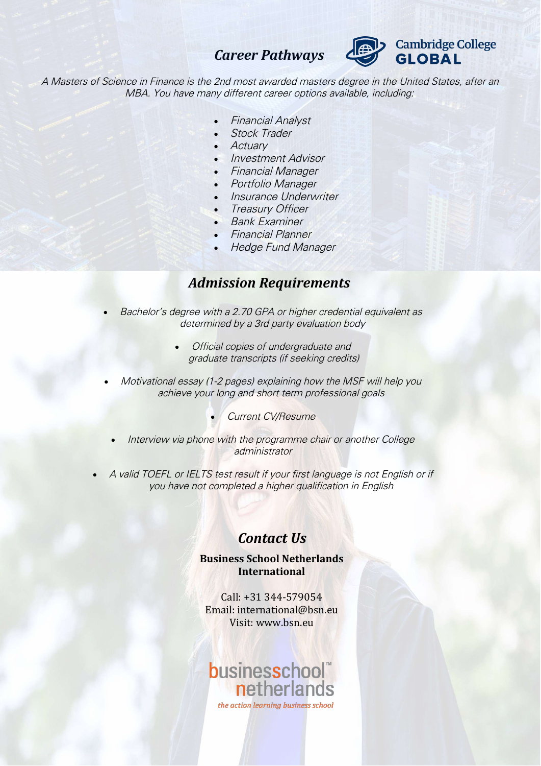## *Career Pathways*

Cambridge College GLOBAL

*A Masters of Science in Finance is the 2nd most awarded masters degree in the United States, after an MBA. You have many different career options available, including:*

- *Financial Analyst*
- *Stock Trader*
- *Actuary*
- *Investment Advisor*
- *Financial Manager*
- *Portfolio Manager*
- *Insurance Underwriter*
- *Treasury Officer*
- *Bank Examiner*
- *Financial Planner*
- *Hedge Fund Manager*

## *Admission Requirements*

- *Bachelor's degree with a 2.70 GPA or higher credential equivalent as determined by a 3rd party evaluation body*
- *Official copies of undergraduate and graduate transcripts (if seeking credits)*
- *Motivational essay (1-2 pages) explaining how the MSF will help you achieve your long and short term professional goals*
- *Current CV/Resume*
- *Interview via phone with the programme chair or another College administrator*
- *A valid TOEFL or IELTS test result if your first language is not English or if you have not completed a higher qualification in English*

## *Contact Us*

**Business School Netherlands International**

Call: +31 344-579054
Email: international@bsn.eu
Visit: www.bsn.eu

businesschool™ netherlands
*the action learning business school*